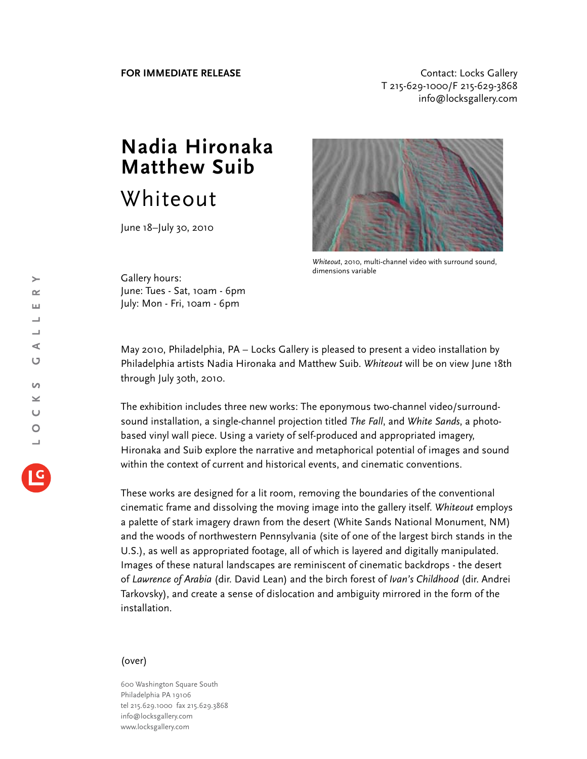**FOR IMMEDIATE RELEASE**

Contact: Locks Gallery
T 215-629-1000/F 215-629-3868
info@locksgallery.com

# Nadia Hironaka
# Matthew Suib

## Whiteout

June 18–July 30, 2010

*Whiteout*, 2010, multi-channel video with surround sound, dimensions variable

Gallery hours:
June: Tues - Sat, 10am - 6pm
July: Mon - Fri, 10am - 6pm

May 2010, Philadelphia, PA – Locks Gallery is pleased to present a video installation by Philadelphia artists Nadia Hironaka and Matthew Suib. *Whiteout* will be on view June 18th through July 30th, 2010.

The exhibition includes three new works: The eponymous two-channel video/surround-sound installation, a single-channel projection titled *The Fall*, and *White Sands*, a photo-based vinyl wall piece. Using a variety of self-produced and appropriated imagery, Hironaka and Suib explore the narrative and metaphorical potential of images and sound within the context of current and historical events, and cinematic conventions.

These works are designed for a lit room, removing the boundaries of the conventional cinematic frame and dissolving the moving image into the gallery itself. *Whiteout* employs a palette of stark imagery drawn from the desert (White Sands National Monument, NM) and the woods of northwestern Pennsylvania (site of one of the largest birch stands in the U.S.), as well as appropriated footage, all of which is layered and digitally manipulated. Images of these natural landscapes are reminiscent of cinematic backdrops - the desert of *Lawrence of Arabia* (dir. David Lean) and the birch forest of *Ivan's Childhood* (dir. Andrei Tarkovsky), and create a sense of dislocation and ambiguity mirrored in the form of the installation.

(over)

600 Washington Square South
Philadelphia PA 19106
tel 215.629.1000 fax 215.629.3868
info@locksgallery.com
www.locksgallery.com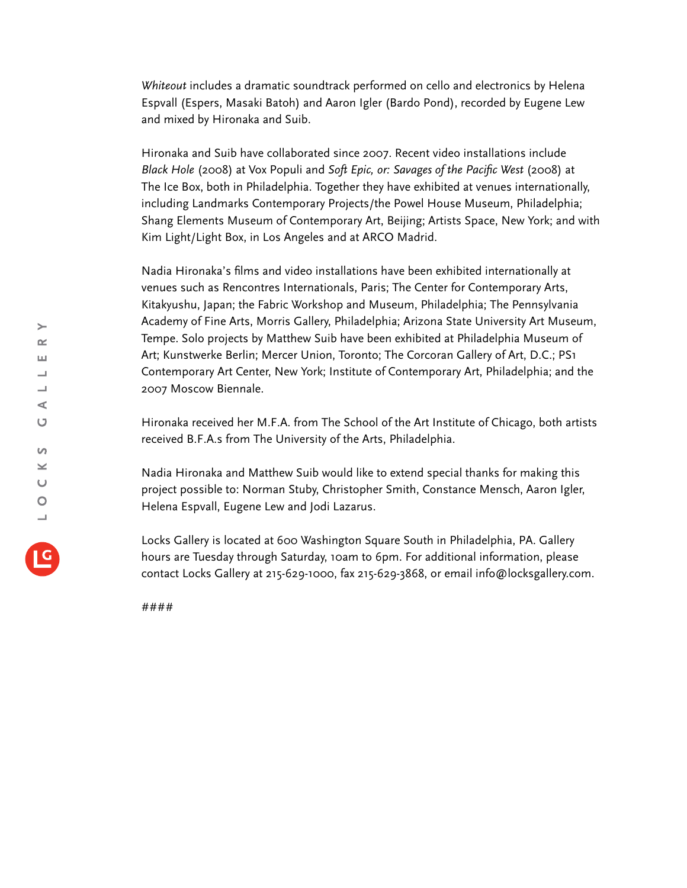*Whiteout* includes a dramatic soundtrack performed on cello and electronics by Helena Espvall (Espers, Masaki Batoh) and Aaron Igler (Bardo Pond), recorded by Eugene Lew and mixed by Hironaka and Suib.

Hironaka and Suib have collaborated since 2007. Recent video installations include *Black Hole* (2008) at Vox Populi and *Soft Epic, or: Savages of the Pacific West* (2008) at The Ice Box, both in Philadelphia. Together they have exhibited at venues internationally, including Landmarks Contemporary Projects/the Powel House Museum, Philadelphia; Shang Elements Museum of Contemporary Art, Beijing; Artists Space, New York; and with Kim Light/Light Box, in Los Angeles and at ARCO Madrid.

Nadia Hironaka's films and video installations have been exhibited internationally at venues such as Rencontres Internationals, Paris; The Center for Contemporary Arts, Kitakyushu, Japan; the Fabric Workshop and Museum, Philadelphia; The Pennsylvania Academy of Fine Arts, Morris Gallery, Philadelphia; Arizona State University Art Museum, Tempe. Solo projects by Matthew Suib have been exhibited at Philadelphia Museum of Art; Kunstwerke Berlin; Mercer Union, Toronto; The Corcoran Gallery of Art, D.C.; PS1 Contemporary Art Center, New York; Institute of Contemporary Art, Philadelphia; and the 2007 Moscow Biennale.

Hironaka received her M.F.A. from The School of the Art Institute of Chicago, both artists received B.F.A.s from The University of the Arts, Philadelphia.

Nadia Hironaka and Matthew Suib would like to extend special thanks for making this project possible to: Norman Stuby, Christopher Smith, Constance Mensch, Aaron Igler, Helena Espvall, Eugene Lew and Jodi Lazarus.

Locks Gallery is located at 600 Washington Square South in Philadelphia, PA. Gallery hours are Tuesday through Saturday, 10am to 6pm. For additional information, please contact Locks Gallery at 215-629-1000, fax 215-629-3868, or email info@locksgallery.com.

####